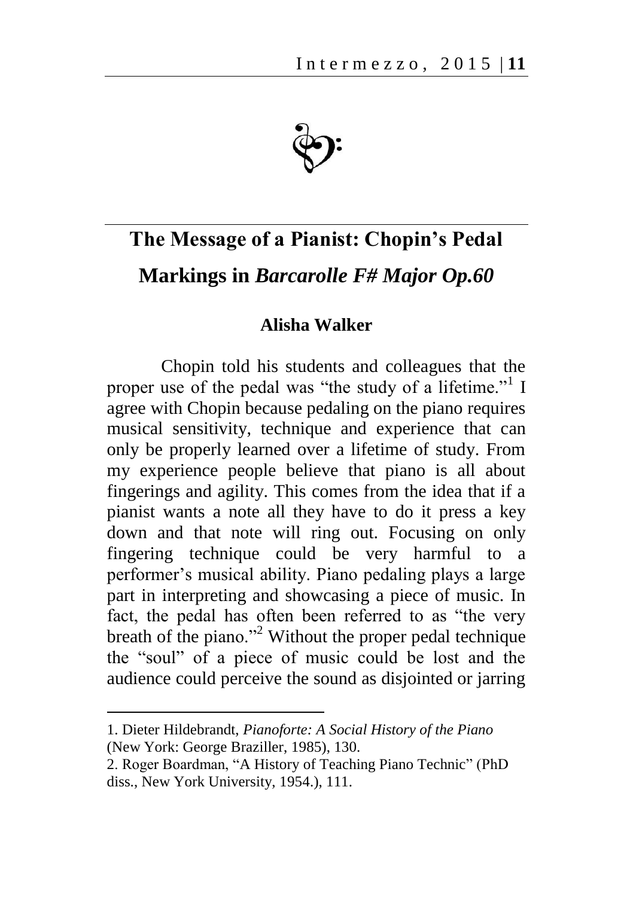# The Message of a Pianist: Chopin's Pedal Markings in *Barcarolle F# Major Op.60*

**Alisha Walker**

Chopin told his students and colleagues that the proper use of the pedal was "the study of a lifetime."[1] I agree with Chopin because pedaling on the piano requires musical sensitivity, technique and experience that can only be properly learned over a lifetime of study. From my experience people believe that piano is all about fingerings and agility. This comes from the idea that if a pianist wants a note all they have to do it press a key down and that note will ring out. Focusing on only fingering technique could be very harmful to a performer's musical ability. Piano pedaling plays a large part in interpreting and showcasing a piece of music. In fact, the pedal has often been referred to as "the very breath of the piano."[2] Without the proper pedal technique the "soul" of a piece of music could be lost and the audience could perceive the sound as disjointed or jarring

---

1. Dieter Hildebrandt, *Pianoforte: A Social History of the Piano* (New York: George Braziller, 1985), 130.

2. Roger Boardman, "A History of Teaching Piano Technic" (PhD diss., New York University, 1954.), 111.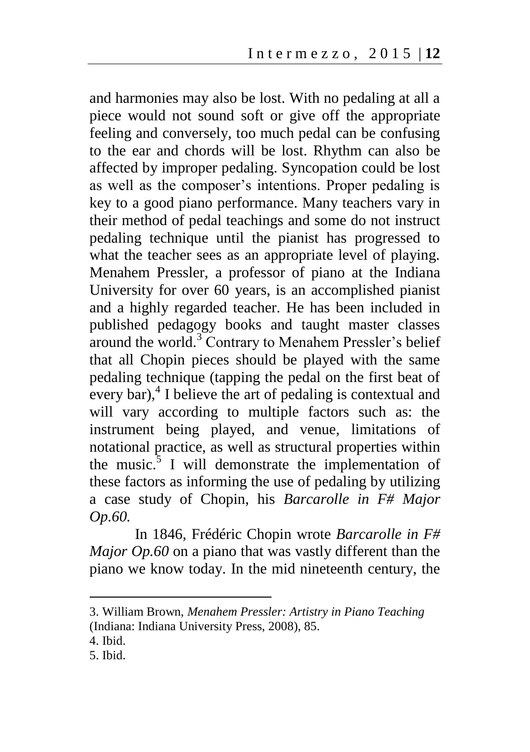and harmonies may also be lost. With no pedaling at all a piece would not sound soft or give off the appropriate feeling and conversely, too much pedal can be confusing to the ear and chords will be lost. Rhythm can also be affected by improper pedaling. Syncopation could be lost as well as the composer's intentions. Proper pedaling is key to a good piano performance. Many teachers vary in their method of pedal teachings and some do not instruct pedaling technique until the pianist has progressed to what the teacher sees as an appropriate level of playing. Menahem Pressler, a professor of piano at the Indiana University for over 60 years, is an accomplished pianist and a highly regarded teacher. He has been included in published pedagogy books and taught master classes around the world.[3] Contrary to Menahem Pressler's belief that all Chopin pieces should be played with the same pedaling technique (tapping the pedal on the first beat of every bar),[4] I believe the art of pedaling is contextual and will vary according to multiple factors such as: the instrument being played, and venue, limitations of notational practice, as well as structural properties within the music.[5] I will demonstrate the implementation of these factors as informing the use of pedaling by utilizing a case study of Chopin, his *Barcarolle in F# Major Op.60.*

In 1846, Frédéric Chopin wrote *Barcarolle in F# Major Op.60* on a piano that was vastly different than the piano we know today. In the mid nineteenth century, the

---

3. William Brown, *Menahem Pressler: Artistry in Piano Teaching* (Indiana: Indiana University Press, 2008), 85.

4. Ibid.

5. Ibid.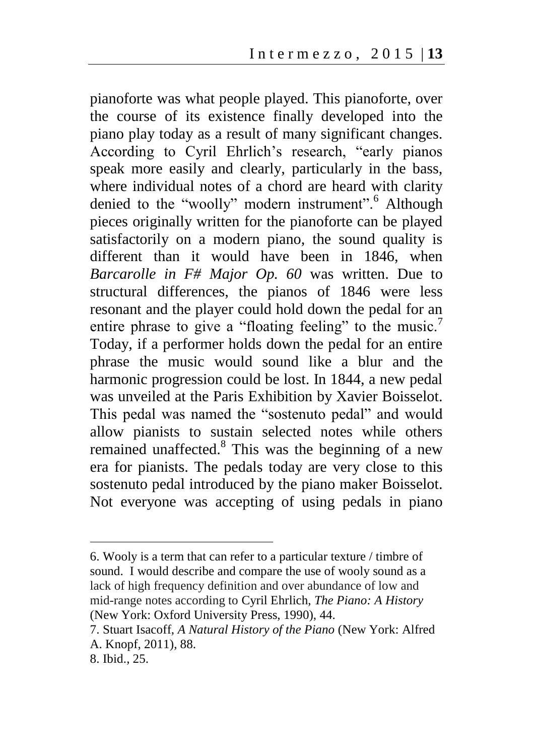pianoforte was what people played. This pianoforte, over the course of its existence finally developed into the piano play today as a result of many significant changes. According to Cyril Ehrlich's research, "early pianos speak more easily and clearly, particularly in the bass, where individual notes of a chord are heard with clarity denied to the "woolly" modern instrument".[6] Although pieces originally written for the pianoforte can be played satisfactorily on a modern piano, the sound quality is different than it would have been in 1846, when *Barcarolle in F# Major Op. 60* was written. Due to structural differences, the pianos of 1846 were less resonant and the player could hold down the pedal for an entire phrase to give a "floating feeling" to the music.[7] Today, if a performer holds down the pedal for an entire phrase the music would sound like a blur and the harmonic progression could be lost. In 1844, a new pedal was unveiled at the Paris Exhibition by Xavier Boisselot. This pedal was named the "sostenuto pedal" and would allow pianists to sustain selected notes while others remained unaffected.[8] This was the beginning of a new era for pianists. The pedals today are very close to this sostenuto pedal introduced by the piano maker Boisselot. Not everyone was accepting of using pedals in piano

---

6. Wooly is a term that can refer to a particular texture / timbre of sound. I would describe and compare the use of wooly sound as a lack of high frequency definition and over abundance of low and mid-range notes according to Cyril Ehrlich, *The Piano: A History* (New York: Oxford University Press, 1990), 44.

7. Stuart Isacoff, *A Natural History of the Piano* (New York: Alfred A. Knopf, 2011), 88.

8. Ibid., 25.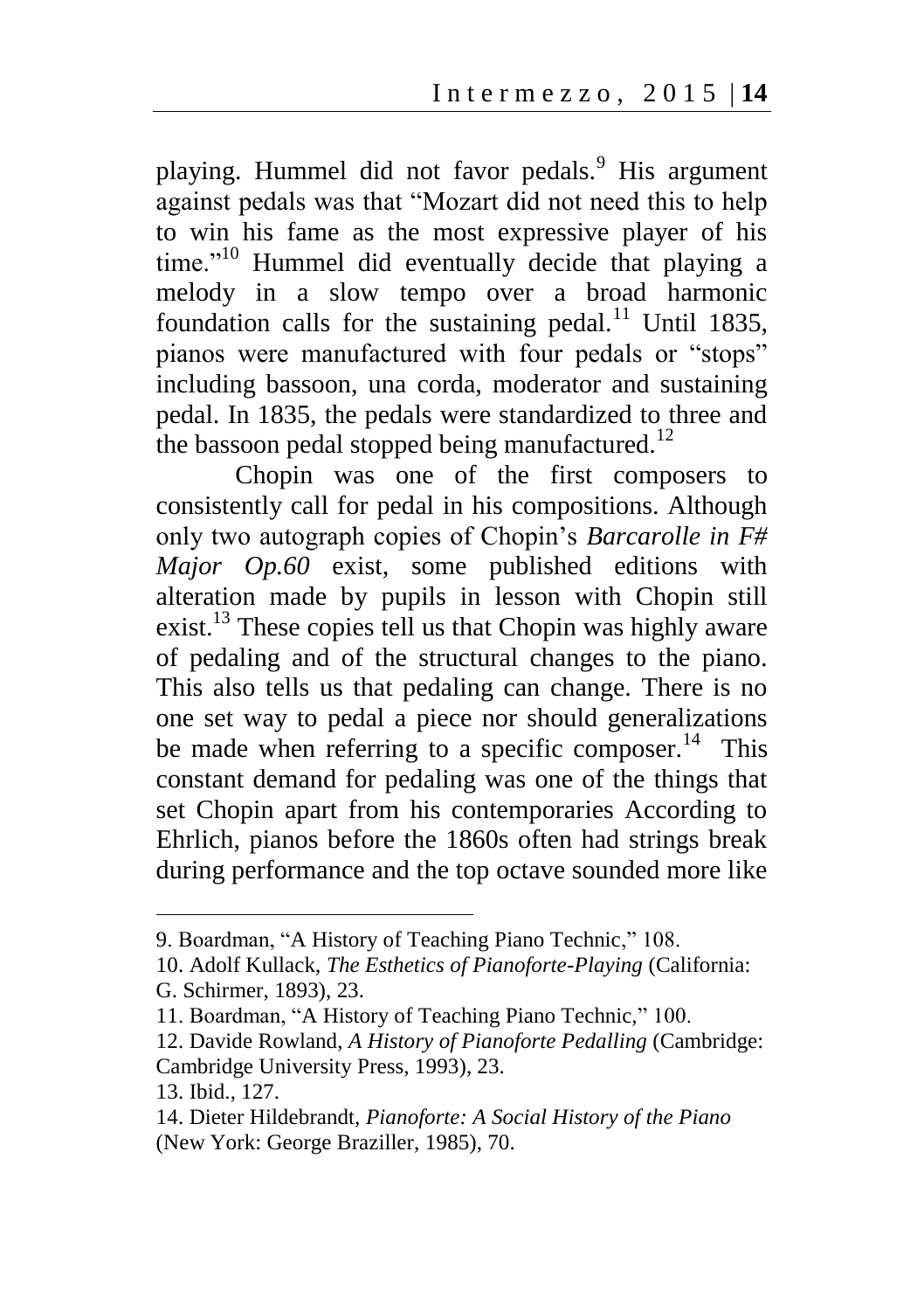playing. Hummel did not favor pedals.[9] His argument against pedals was that "Mozart did not need this to help to win his fame as the most expressive player of his time."[10] Hummel did eventually decide that playing a melody in a slow tempo over a broad harmonic foundation calls for the sustaining pedal.[11] Until 1835, pianos were manufactured with four pedals or "stops" including bassoon, una corda, moderator and sustaining pedal. In 1835, the pedals were standardized to three and the bassoon pedal stopped being manufactured.[12]

Chopin was one of the first composers to consistently call for pedal in his compositions. Although only two autograph copies of Chopin's *Barcarolle in F# Major Op.60* exist, some published editions with alteration made by pupils in lesson with Chopin still exist.[13] These copies tell us that Chopin was highly aware of pedaling and of the structural changes to the piano. This also tells us that pedaling can change. There is no one set way to pedal a piece nor should generalizations be made when referring to a specific composer.[14] This constant demand for pedaling was one of the things that set Chopin apart from his contemporaries According to Ehrlich, pianos before the 1860s often had strings break during performance and the top octave sounded more like

---

9. Boardman, "A History of Teaching Piano Technic," 108.

10. Adolf Kullack, *The Esthetics of Pianoforte-Playing* (California: G. Schirmer, 1893), 23.

11. Boardman, "A History of Teaching Piano Technic," 100.

12. Davide Rowland, *A History of Pianoforte Pedalling* (Cambridge: Cambridge University Press, 1993), 23.

13. Ibid., 127.

14. Dieter Hildebrandt, *Pianoforte: A Social History of the Piano* (New York: George Braziller, 1985), 70.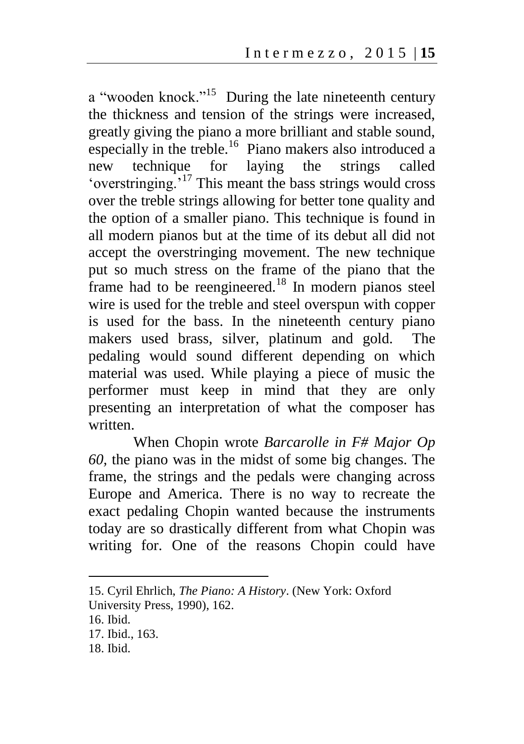a "wooden knock."[15] During the late nineteenth century the thickness and tension of the strings were increased, greatly giving the piano a more brilliant and stable sound, especially in the treble.[16] Piano makers also introduced a new technique for laying the strings called 'overstringing.'[17] This meant the bass strings would cross over the treble strings allowing for better tone quality and the option of a smaller piano. This technique is found in all modern pianos but at the time of its debut all did not accept the overstringing movement. The new technique put so much stress on the frame of the piano that the frame had to be reengineered.[18] In modern pianos steel wire is used for the treble and steel overspun with copper is used for the bass. In the nineteenth century piano makers used brass, silver, platinum and gold. The pedaling would sound different depending on which material was used. While playing a piece of music the performer must keep in mind that they are only presenting an interpretation of what the composer has written.

When Chopin wrote *Barcarolle in F# Major Op 60*, the piano was in the midst of some big changes. The frame, the strings and the pedals were changing across Europe and America. There is no way to recreate the exact pedaling Chopin wanted because the instruments today are so drastically different from what Chopin was writing for. One of the reasons Chopin could have

---

15. Cyril Ehrlich, *The Piano: A History*. (New York: Oxford University Press, 1990), 162.
16. Ibid.
17. Ibid., 163.
18. Ibid.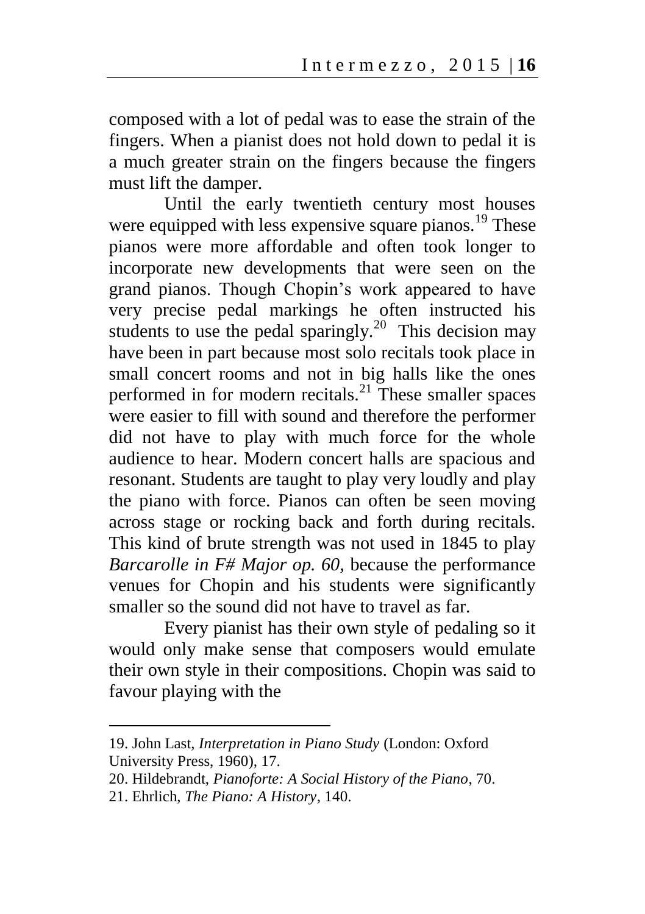composed with a lot of pedal was to ease the strain of the fingers. When a pianist does not hold down to pedal it is a much greater strain on the fingers because the fingers must lift the damper.

Until the early twentieth century most houses were equipped with less expensive square pianos.[19] These pianos were more affordable and often took longer to incorporate new developments that were seen on the grand pianos. Though Chopin's work appeared to have very precise pedal markings he often instructed his students to use the pedal sparingly.[20] This decision may have been in part because most solo recitals took place in small concert rooms and not in big halls like the ones performed in for modern recitals.[21] These smaller spaces were easier to fill with sound and therefore the performer did not have to play with much force for the whole audience to hear. Modern concert halls are spacious and resonant. Students are taught to play very loudly and play the piano with force. Pianos can often be seen moving across stage or rocking back and forth during recitals. This kind of brute strength was not used in 1845 to play *Barcarolle in F# Major op. 60*, because the performance venues for Chopin and his students were significantly smaller so the sound did not have to travel as far.

Every pianist has their own style of pedaling so it would only make sense that composers would emulate their own style in their compositions. Chopin was said to favour playing with the

---

19. John Last, *Interpretation in Piano Study* (London: Oxford University Press, 1960), 17.
20. Hildebrandt, *Pianoforte: A Social History of the Piano*, 70.
21. Ehrlich, *The Piano: A History*, 140.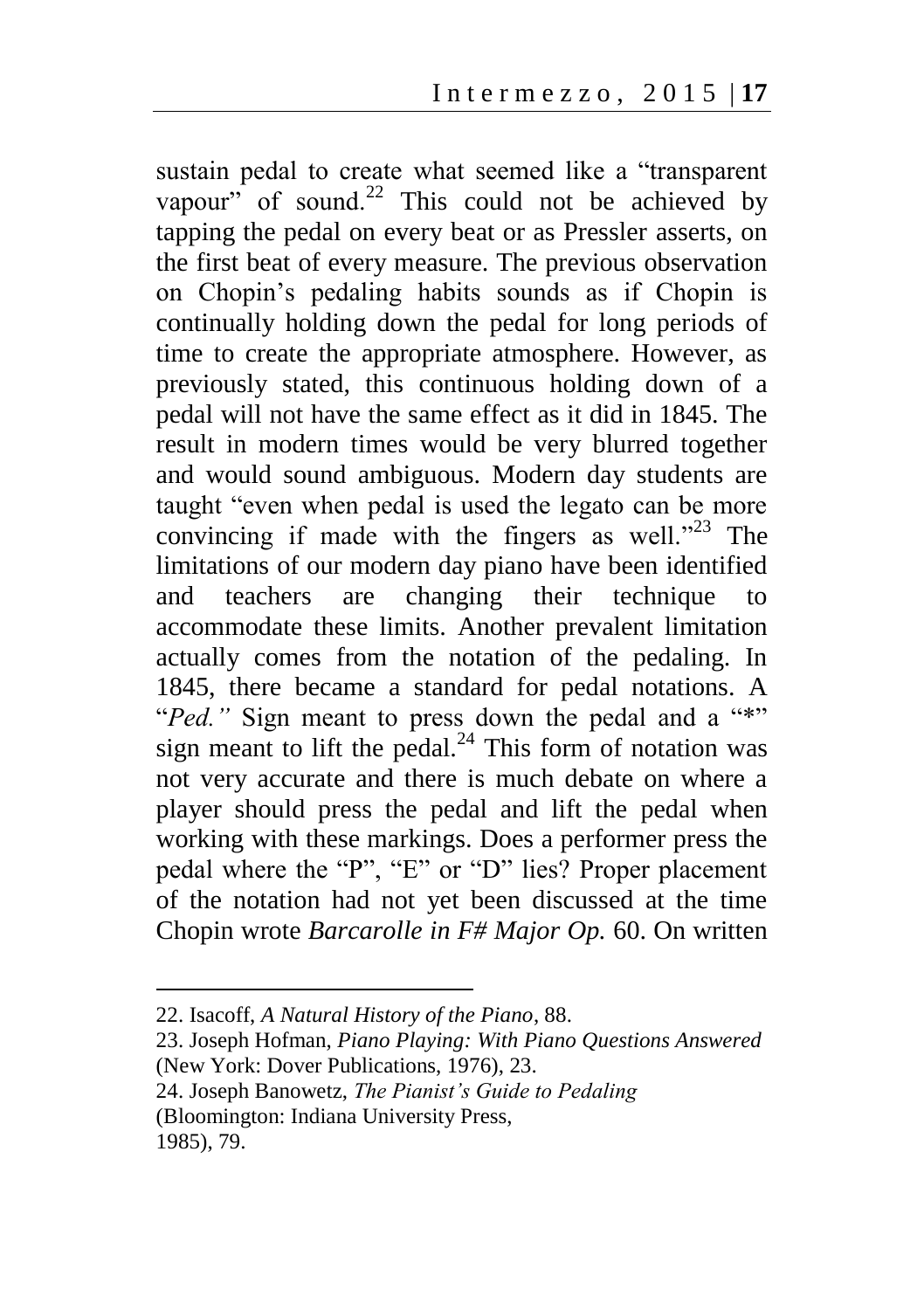sustain pedal to create what seemed like a "transparent vapour" of sound.[22] This could not be achieved by tapping the pedal on every beat or as Pressler asserts, on the first beat of every measure. The previous observation on Chopin's pedaling habits sounds as if Chopin is continually holding down the pedal for long periods of time to create the appropriate atmosphere. However, as previously stated, this continuous holding down of a pedal will not have the same effect as it did in 1845. The result in modern times would be very blurred together and would sound ambiguous. Modern day students are taught "even when pedal is used the legato can be more convincing if made with the fingers as well."[23] The limitations of our modern day piano have been identified and teachers are changing their technique to accommodate these limits. Another prevalent limitation actually comes from the notation of the pedaling. In 1845, there became a standard for pedal notations. A "*Ped.*" Sign meant to press down the pedal and a "*" sign meant to lift the pedal.[24] This form of notation was not very accurate and there is much debate on where a player should press the pedal and lift the pedal when working with these markings. Does a performer press the pedal where the "P", "E" or "D" lies? Proper placement of the notation had not yet been discussed at the time Chopin wrote *Barcarolle in F# Major Op.* 60. On written

---

22. Isacoff, *A Natural History of the Piano*, 88.

23. Joseph Hofman, *Piano Playing: With Piano Questions Answered* (New York: Dover Publications, 1976), 23.

24. Joseph Banowetz, *The Pianist's Guide to Pedaling* (Bloomington: Indiana University Press, 1985), 79.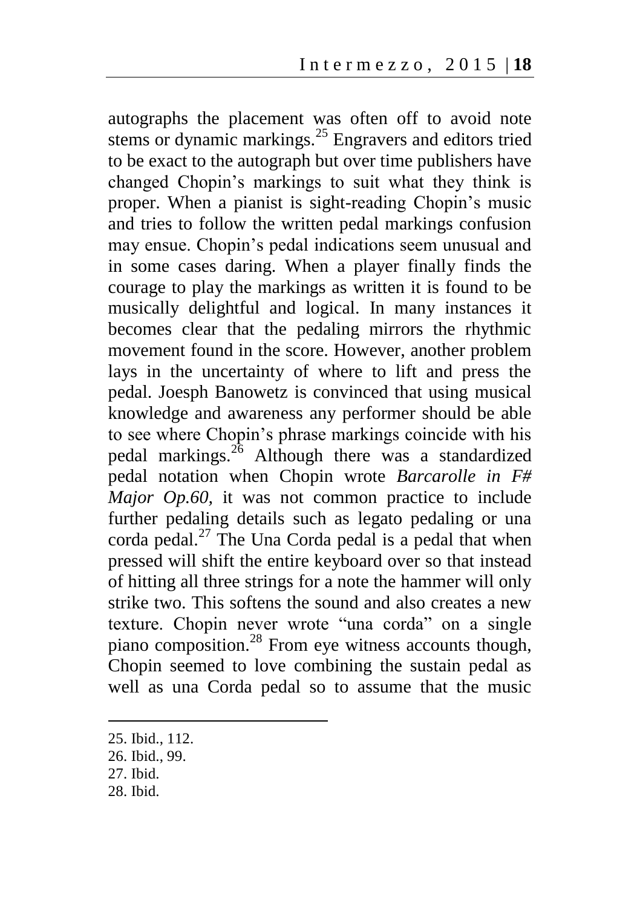autographs the placement was often off to avoid note stems or dynamic markings.[25] Engravers and editors tried to be exact to the autograph but over time publishers have changed Chopin's markings to suit what they think is proper. When a pianist is sight-reading Chopin's music and tries to follow the written pedal markings confusion may ensue. Chopin's pedal indications seem unusual and in some cases daring. When a player finally finds the courage to play the markings as written it is found to be musically delightful and logical. In many instances it becomes clear that the pedaling mirrors the rhythmic movement found in the score. However, another problem lays in the uncertainty of where to lift and press the pedal. Joesph Banowetz is convinced that using musical knowledge and awareness any performer should be able to see where Chopin's phrase markings coincide with his pedal markings.[26] Although there was a standardized pedal notation when Chopin wrote *Barcarolle in F# Major Op.60,* it was not common practice to include further pedaling details such as legato pedaling or una corda pedal.[27] The Una Corda pedal is a pedal that when pressed will shift the entire keyboard over so that instead of hitting all three strings for a note the hammer will only strike two. This softens the sound and also creates a new texture. Chopin never wrote "una corda" on a single piano composition.[28] From eye witness accounts though, Chopin seemed to love combining the sustain pedal as well as una Corda pedal so to assume that the music

---

25. Ibid., 112.
26. Ibid., 99.
27. Ibid.
28. Ibid.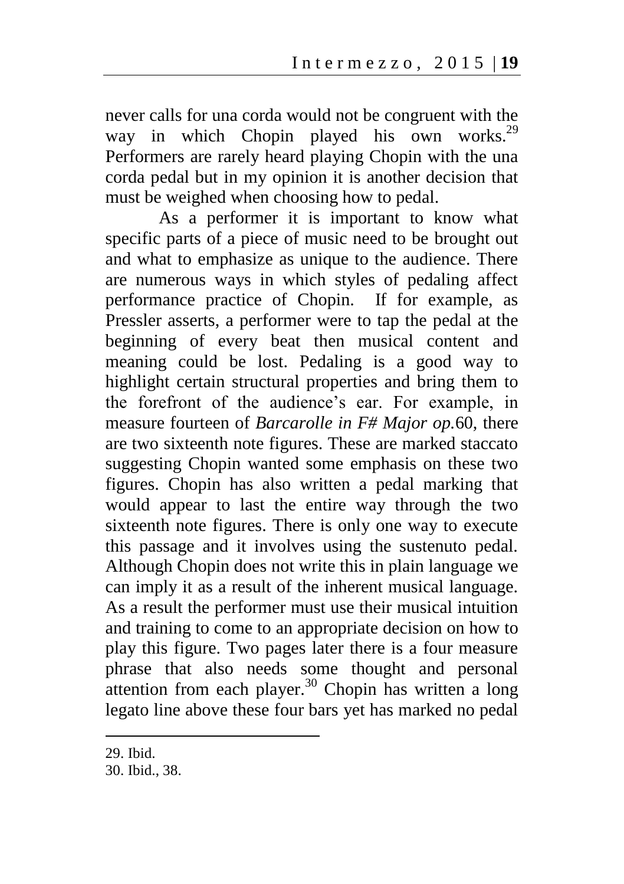never calls for una corda would not be congruent with the way in which Chopin played his own works.[29] Performers are rarely heard playing Chopin with the una corda pedal but in my opinion it is another decision that must be weighed when choosing how to pedal.

As a performer it is important to know what specific parts of a piece of music need to be brought out and what to emphasize as unique to the audience. There are numerous ways in which styles of pedaling affect performance practice of Chopin. If for example, as Pressler asserts, a performer were to tap the pedal at the beginning of every beat then musical content and meaning could be lost. Pedaling is a good way to highlight certain structural properties and bring them to the forefront of the audience's ear. For example, in measure fourteen of *Barcarolle in F# Major op.*60, there are two sixteenth note figures. These are marked staccato suggesting Chopin wanted some emphasis on these two figures. Chopin has also written a pedal marking that would appear to last the entire way through the two sixteenth note figures. There is only one way to execute this passage and it involves using the sustenuto pedal. Although Chopin does not write this in plain language we can imply it as a result of the inherent musical language. As a result the performer must use their musical intuition and training to come to an appropriate decision on how to play this figure. Two pages later there is a four measure phrase that also needs some thought and personal attention from each player.[30] Chopin has written a long legato line above these four bars yet has marked no pedal

---

29. Ibid.
30. Ibid., 38.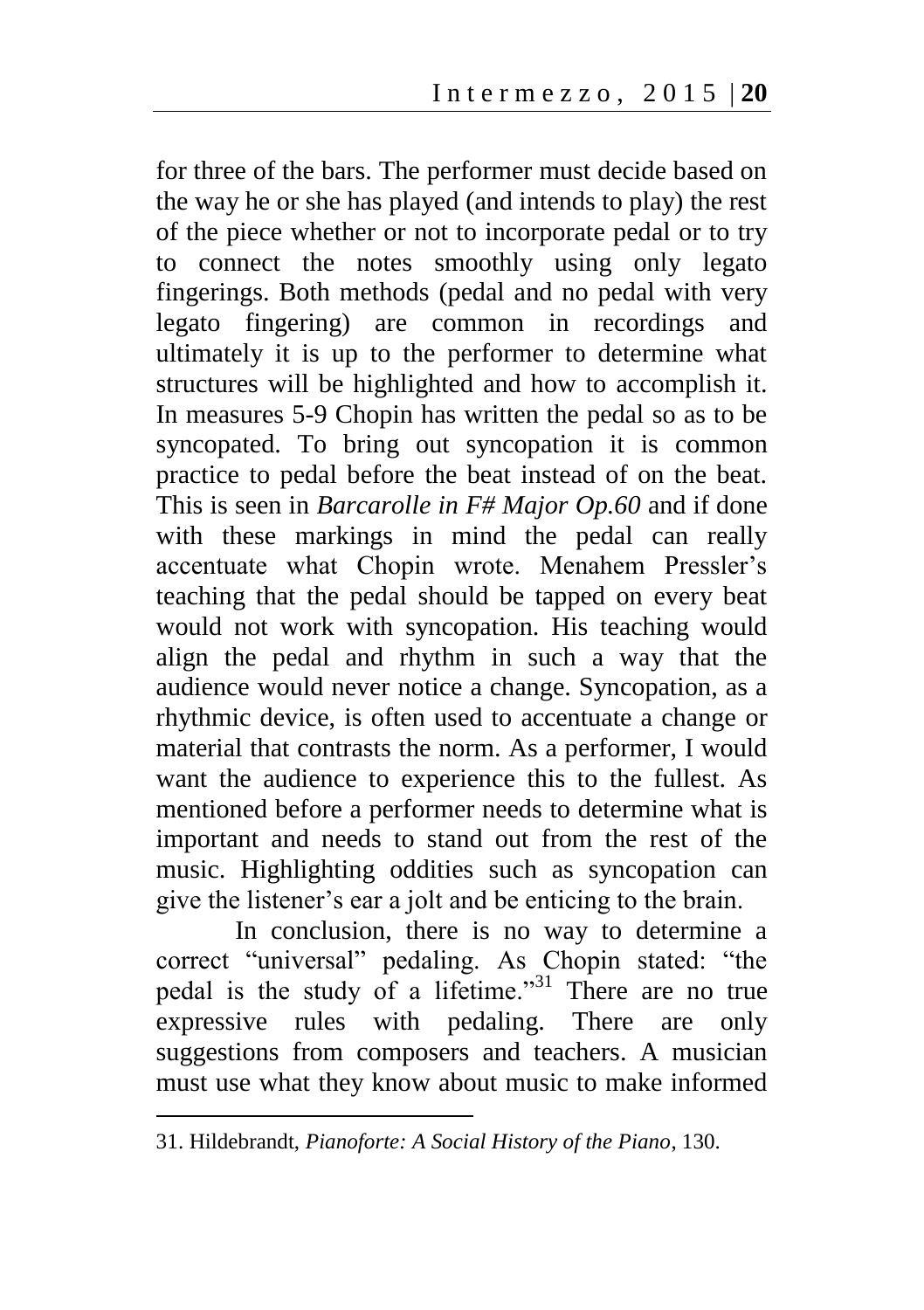for three of the bars. The performer must decide based on the way he or she has played (and intends to play) the rest of the piece whether or not to incorporate pedal or to try to connect the notes smoothly using only legato fingerings. Both methods (pedal and no pedal with very legato fingering) are common in recordings and ultimately it is up to the performer to determine what structures will be highlighted and how to accomplish it. In measures 5-9 Chopin has written the pedal so as to be syncopated. To bring out syncopation it is common practice to pedal before the beat instead of on the beat. This is seen in *Barcarolle in F# Major Op.60* and if done with these markings in mind the pedal can really accentuate what Chopin wrote. Menahem Pressler's teaching that the pedal should be tapped on every beat would not work with syncopation. His teaching would align the pedal and rhythm in such a way that the audience would never notice a change. Syncopation, as a rhythmic device, is often used to accentuate a change or material that contrasts the norm. As a performer, I would want the audience to experience this to the fullest. As mentioned before a performer needs to determine what is important and needs to stand out from the rest of the music. Highlighting oddities such as syncopation can give the listener's ear a jolt and be enticing to the brain.

In conclusion, there is no way to determine a correct "universal" pedaling. As Chopin stated: "the pedal is the study of a lifetime."[31] There are no true expressive rules with pedaling. There are only suggestions from composers and teachers. A musician must use what they know about music to make informed

---

31. Hildebrandt, *Pianoforte: A Social History of the Piano*, 130.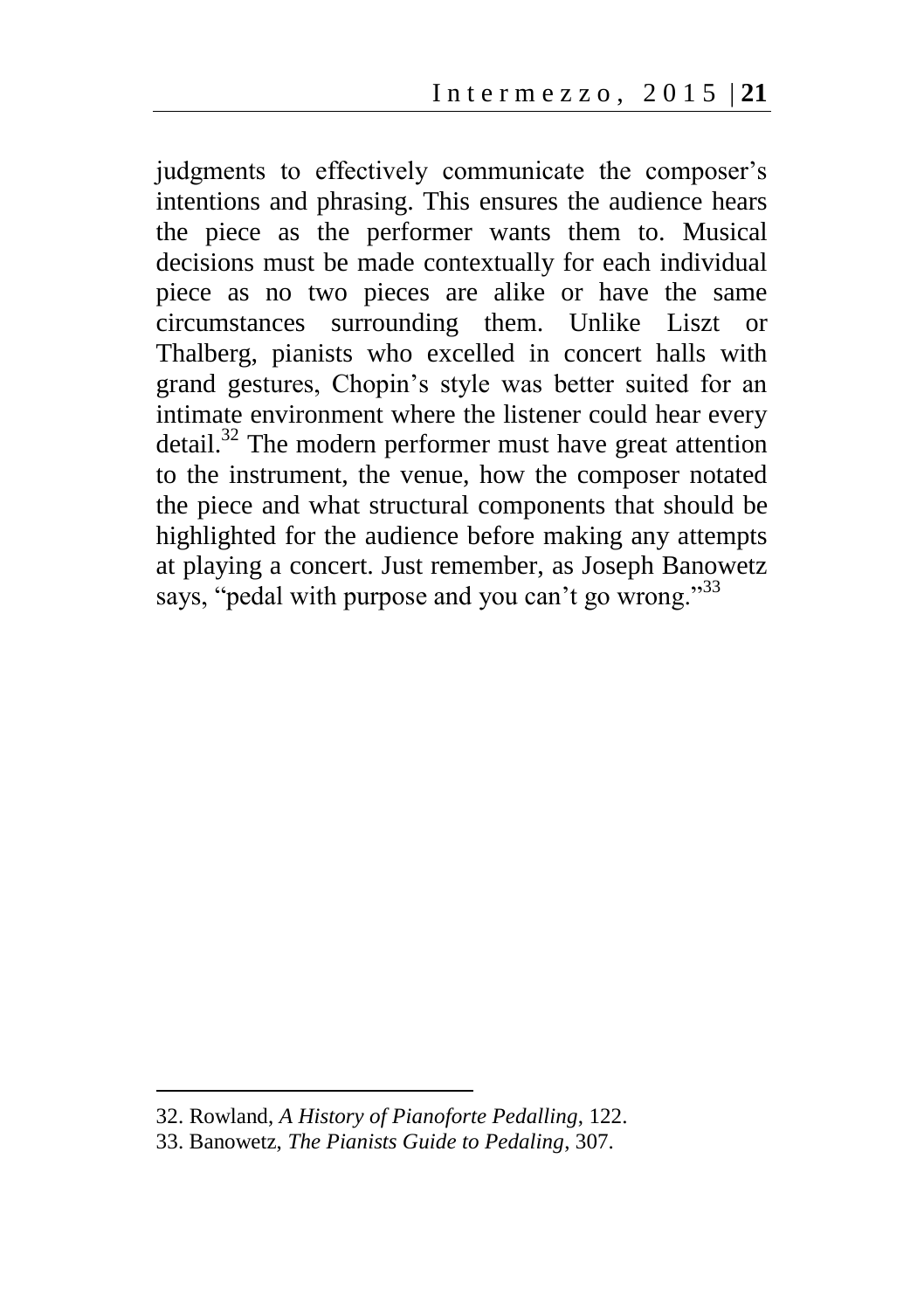judgments to effectively communicate the composer's intentions and phrasing. This ensures the audience hears the piece as the performer wants them to. Musical decisions must be made contextually for each individual piece as no two pieces are alike or have the same circumstances surrounding them. Unlike Liszt or Thalberg, pianists who excelled in concert halls with grand gestures, Chopin's style was better suited for an intimate environment where the listener could hear every detail.[32] The modern performer must have great attention to the instrument, the venue, how the composer notated the piece and what structural components that should be highlighted for the audience before making any attempts at playing a concert. Just remember, as Joseph Banowetz says, "pedal with purpose and you can't go wrong."[33]

---

32. Rowland, *A History of Pianoforte Pedalling*, 122.
33. Banowetz, *The Pianists Guide to Pedaling*, 307.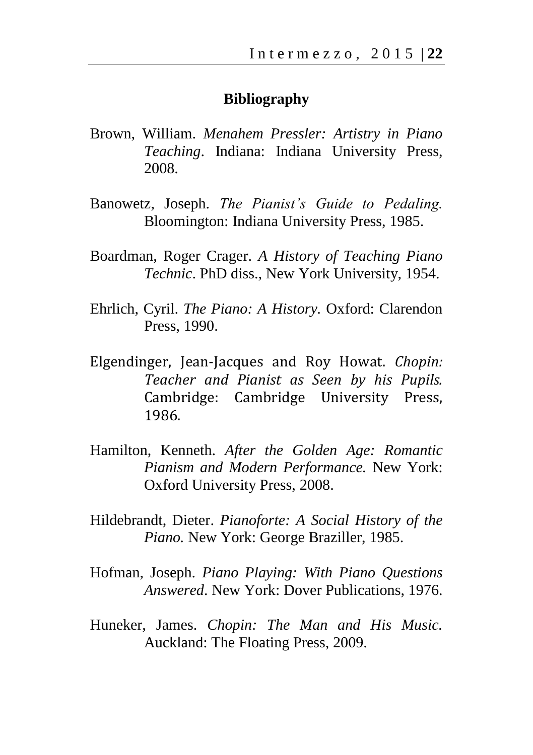## Bibliography

Brown, William. *Menahem Pressler: Artistry in Piano Teaching*. Indiana: Indiana University Press, 2008.

Banowetz, Joseph. *The Pianist's Guide to Pedaling.* Bloomington: Indiana University Press, 1985.

Boardman, Roger Crager. *A History of Teaching Piano Technic*. PhD diss., New York University, 1954.

Ehrlich, Cyril. *The Piano: A History.* Oxford: Clarendon Press, 1990.

Elgendinger, Jean-Jacques and Roy Howat. *Chopin: Teacher and Pianist as Seen by his Pupils.* Cambridge: Cambridge University Press, 1986.

Hamilton, Kenneth. *After the Golden Age: Romantic Pianism and Modern Performance.* New York: Oxford University Press, 2008.

Hildebrandt, Dieter. *Pianoforte: A Social History of the Piano.* New York: George Braziller, 1985.

Hofman, Joseph. *Piano Playing: With Piano Questions Answered*. New York: Dover Publications, 1976.

Huneker, James. *Chopin: The Man and His Music.* Auckland: The Floating Press, 2009.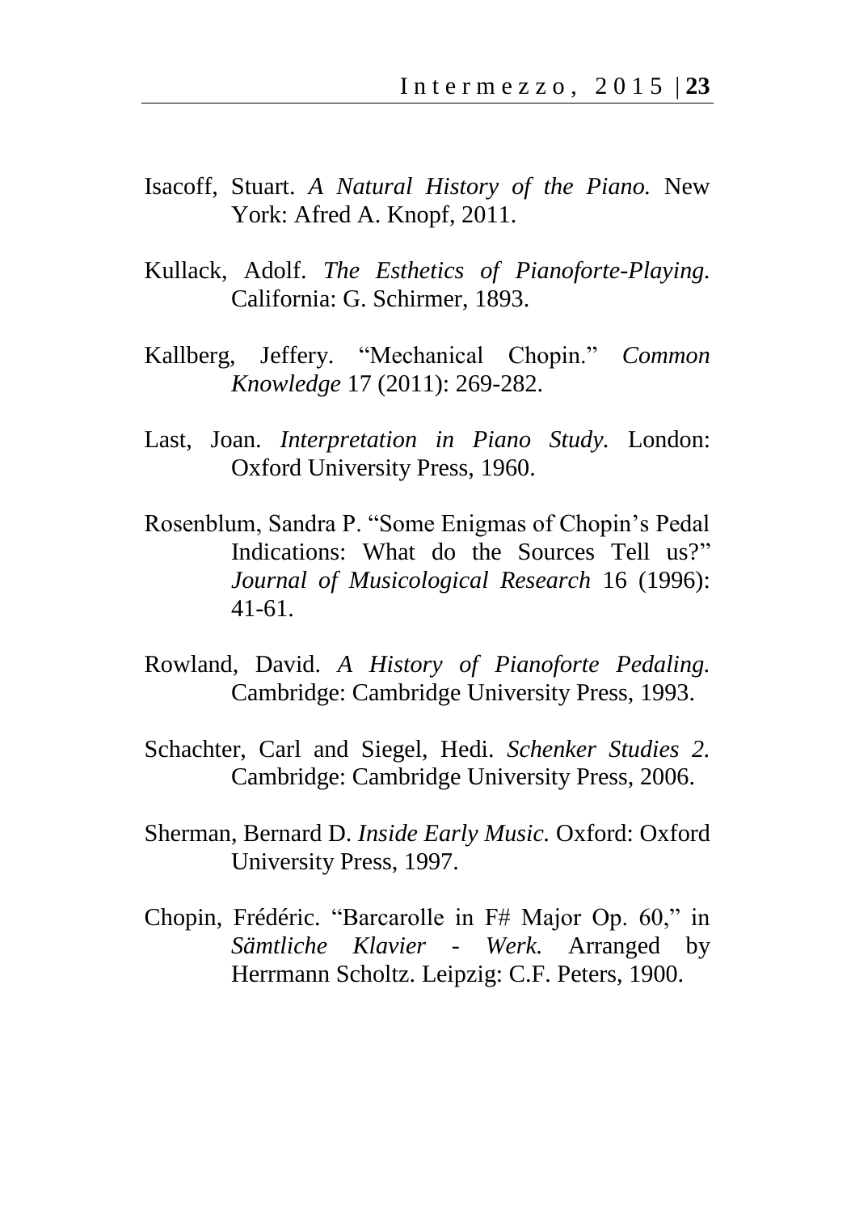Isacoff, Stuart. *A Natural History of the Piano.* New York: Afred A. Knopf, 2011.

Kullack, Adolf. *The Esthetics of Pianoforte-Playing.* California: G. Schirmer, 1893.

Kallberg, Jeffery. "Mechanical Chopin." *Common Knowledge* 17 (2011): 269-282.

Last, Joan. *Interpretation in Piano Study.* London: Oxford University Press, 1960.

Rosenblum, Sandra P. "Some Enigmas of Chopin's Pedal Indications: What do the Sources Tell us?" *Journal of Musicological Research* 16 (1996): 41-61.

Rowland, David. *A History of Pianoforte Pedaling.* Cambridge: Cambridge University Press, 1993.

Schachter, Carl and Siegel, Hedi. *Schenker Studies 2.* Cambridge: Cambridge University Press, 2006.

Sherman, Bernard D. *Inside Early Music.* Oxford: Oxford University Press, 1997.

Chopin, Frédéric. "Barcarolle in F# Major Op. 60," in *Sämtliche Klavier - Werk.* Arranged by Herrmann Scholtz. Leipzig: C.F. Peters, 1900.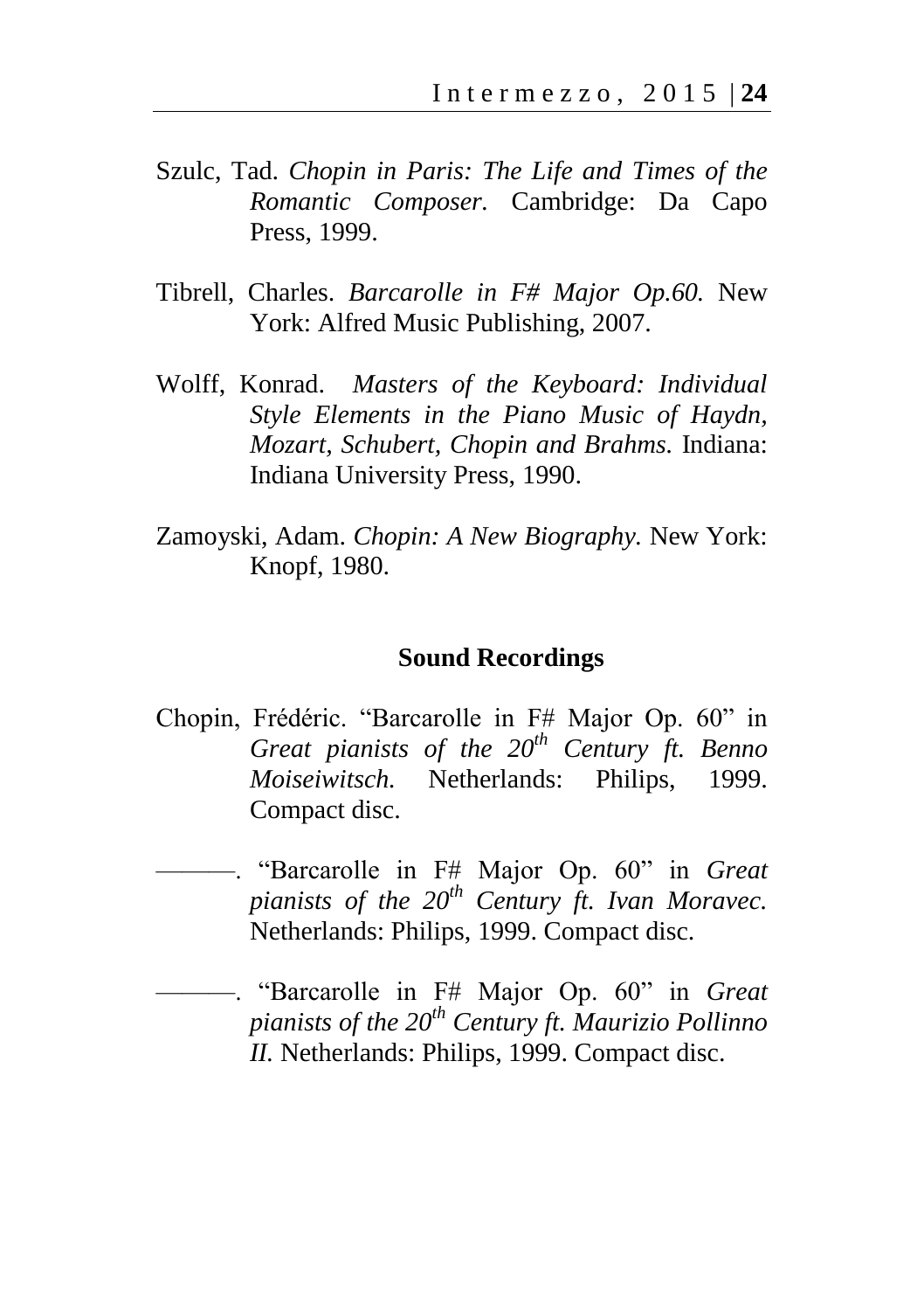Szulc, Tad. *Chopin in Paris: The Life and Times of the Romantic Composer.* Cambridge: Da Capo Press, 1999.

Tibrell, Charles. *Barcarolle in F# Major Op.60.* New York: Alfred Music Publishing, 2007.

Wolff, Konrad. *Masters of the Keyboard: Individual Style Elements in the Piano Music of Haydn, Mozart, Schubert, Chopin and Brahms.* Indiana: Indiana University Press, 1990.

Zamoyski, Adam. *Chopin: A New Biography.* New York: Knopf, 1980.

## Sound Recordings

Chopin, Frédéric. "Barcarolle in F# Major Op. 60" in *Great pianists of the 20th Century ft. Benno Moiseiwitsch.* Netherlands: Philips, 1999. Compact disc.

———. "Barcarolle in F# Major Op. 60" in *Great pianists of the 20th Century ft. Ivan Moravec.* Netherlands: Philips, 1999. Compact disc.

———. "Barcarolle in F# Major Op. 60" in *Great pianists of the 20th Century ft. Maurizio Pollinno II.* Netherlands: Philips, 1999. Compact disc.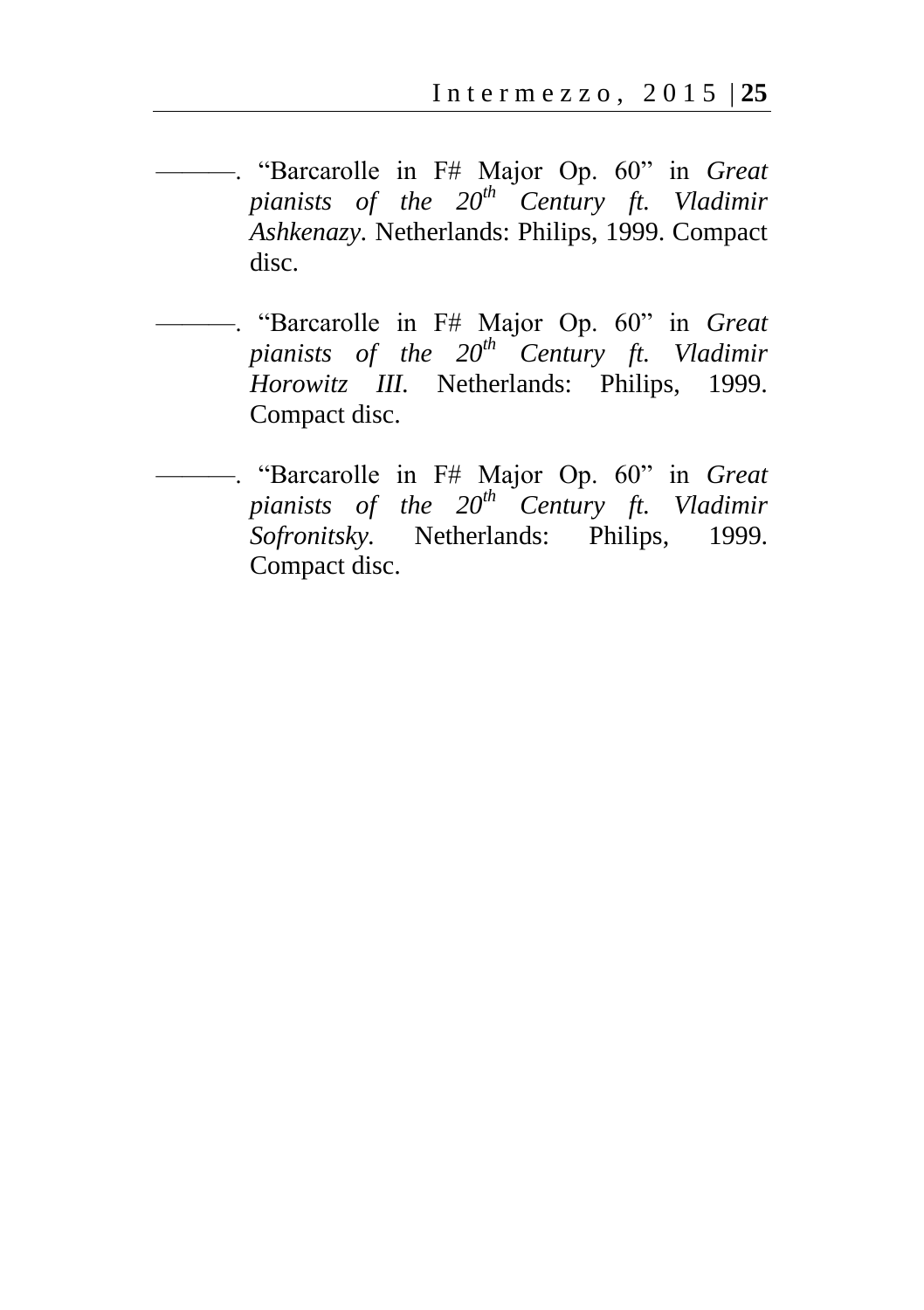———. "Barcarolle in F# Major Op. 60" in *Great pianists of the 20th Century ft. Vladimir Ashkenazy*. Netherlands: Philips, 1999. Compact disc.

———. "Barcarolle in F# Major Op. 60" in *Great pianists of the 20th Century ft. Vladimir Horowitz III*. Netherlands: Philips, 1999. Compact disc.

———. "Barcarolle in F# Major Op. 60" in *Great pianists of the 20th Century ft. Vladimir Sofronitsky*. Netherlands: Philips, 1999. Compact disc.